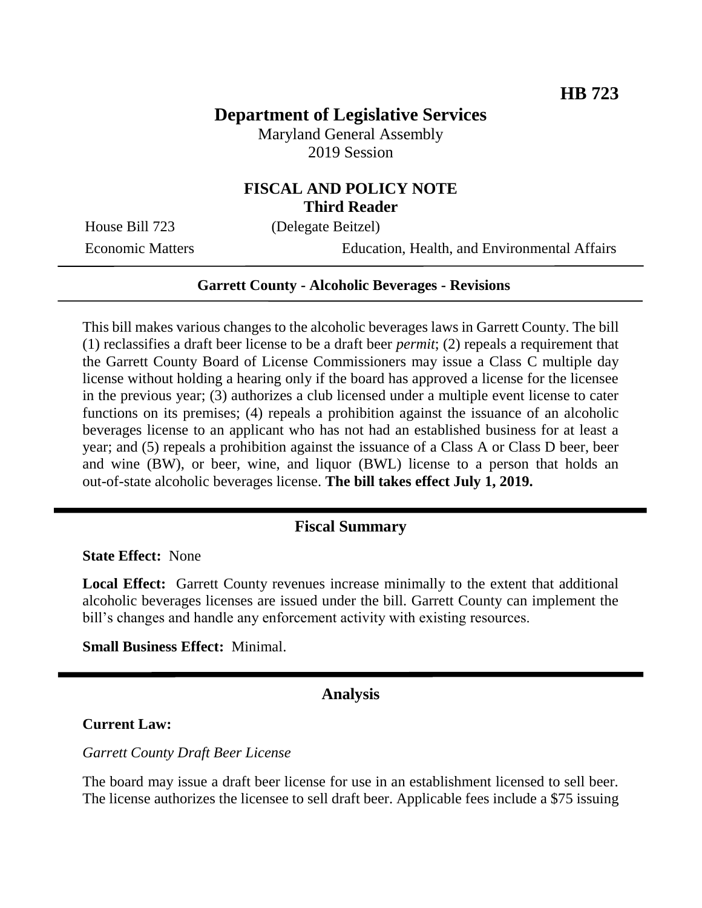**HB 723**

# Department of Legislative Services

Maryland General Assembly
2019 Session

## FISCAL AND POLICY NOTE
**Third Reader**

House Bill 723 (Delegate Beitzel)

Economic Matters Education, Health, and Environmental Affairs

---

**Garrett County - Alcoholic Beverages - Revisions**

---

This bill makes various changes to the alcoholic beverages laws in Garrett County. The bill (1) reclassifies a draft beer license to be a draft beer *permit*; (2) repeals a requirement that the Garrett County Board of License Commissioners may issue a Class C multiple day license without holding a hearing only if the board has approved a license for the licensee in the previous year; (3) authorizes a club licensed under a multiple event license to cater functions on its premises; (4) repeals a prohibition against the issuance of an alcoholic beverages license to an applicant who has not had an established business for at least a year; and (5) repeals a prohibition against the issuance of a Class A or Class D beer, beer and wine (BW), or beer, wine, and liquor (BWL) license to a person that holds an out-of-state alcoholic beverages license. **The bill takes effect July 1, 2019.**

---

## Fiscal Summary

**State Effect:** None

**Local Effect:** Garrett County revenues increase minimally to the extent that additional alcoholic beverages licenses are issued under the bill. Garrett County can implement the bill's changes and handle any enforcement activity with existing resources.

**Small Business Effect:** Minimal.

---

## Analysis

**Current Law:**

*Garrett County Draft Beer License*

The board may issue a draft beer license for use in an establishment licensed to sell beer. The license authorizes the licensee to sell draft beer. Applicable fees include a $75 issuing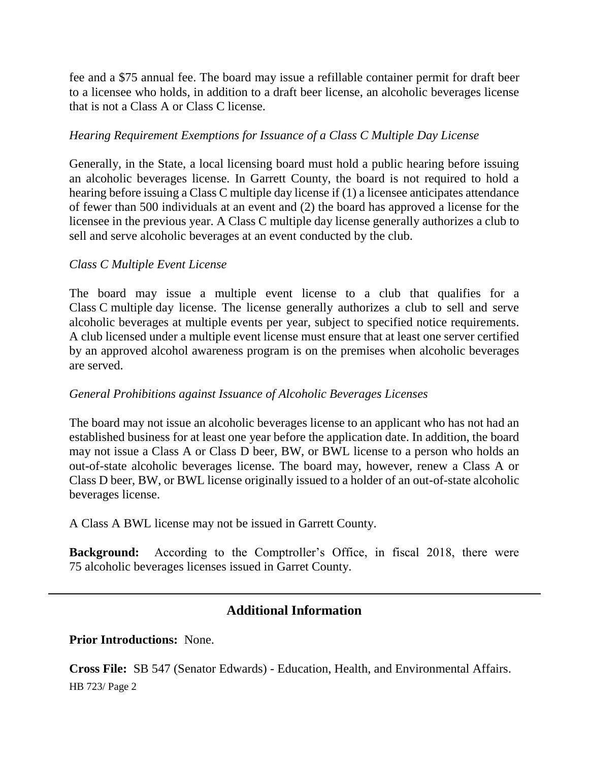fee and a $75 annual fee. The board may issue a refillable container permit for draft beer to a licensee who holds, in addition to a draft beer license, an alcoholic beverages license that is not a Class A or Class C license.

*Hearing Requirement Exemptions for Issuance of a Class C Multiple Day License*

Generally, in the State, a local licensing board must hold a public hearing before issuing an alcoholic beverages license. In Garrett County, the board is not required to hold a hearing before issuing a Class C multiple day license if (1) a licensee anticipates attendance of fewer than 500 individuals at an event and (2) the board has approved a license for the licensee in the previous year. A Class C multiple day license generally authorizes a club to sell and serve alcoholic beverages at an event conducted by the club.

*Class C Multiple Event License*

The board may issue a multiple event license to a club that qualifies for a Class C multiple day license. The license generally authorizes a club to sell and serve alcoholic beverages at multiple events per year, subject to specified notice requirements. A club licensed under a multiple event license must ensure that at least one server certified by an approved alcohol awareness program is on the premises when alcoholic beverages are served.

*General Prohibitions against Issuance of Alcoholic Beverages Licenses*

The board may not issue an alcoholic beverages license to an applicant who has not had an established business for at least one year before the application date. In addition, the board may not issue a Class A or Class D beer, BW, or BWL license to a person who holds an out-of-state alcoholic beverages license. The board may, however, renew a Class A or Class D beer, BW, or BWL license originally issued to a holder of an out-of-state alcoholic beverages license.

A Class A BWL license may not be issued in Garrett County.

**Background:** According to the Comptroller's Office, in fiscal 2018, there were 75 alcoholic beverages licenses issued in Garret County.

## Additional Information

**Prior Introductions:** None.

**Cross File:** SB 547 (Senator Edwards) - Education, Health, and Environmental Affairs.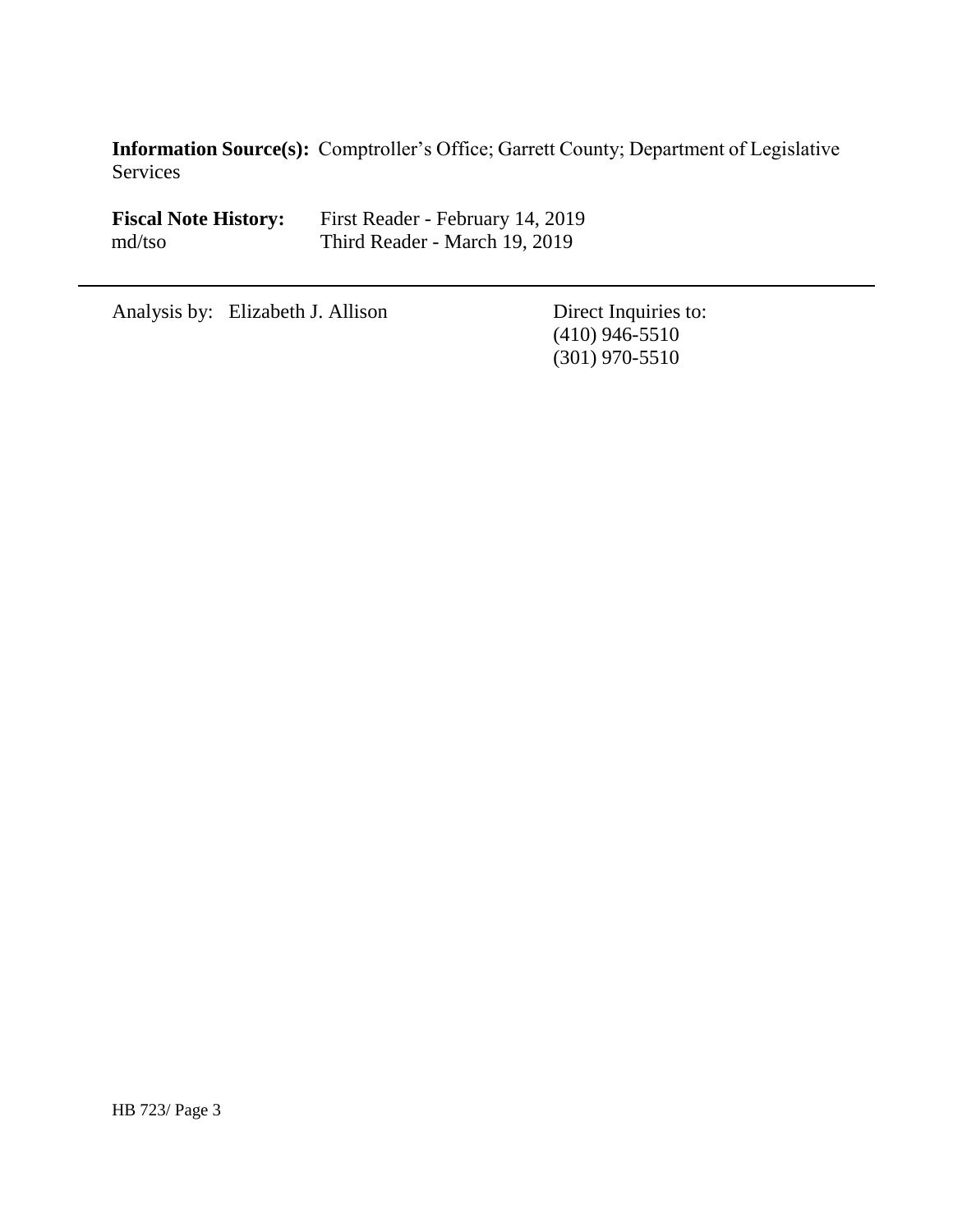**Information Source(s):** Comptroller's Office; Garrett County; Department of Legislative Services

**Fiscal Note History:** First Reader - February 14, 2019
md/tso Third Reader - March 19, 2019

---

Analysis by: Elizabeth J. Allison

Direct Inquiries to:
(410) 946-5510
(301) 970-5510